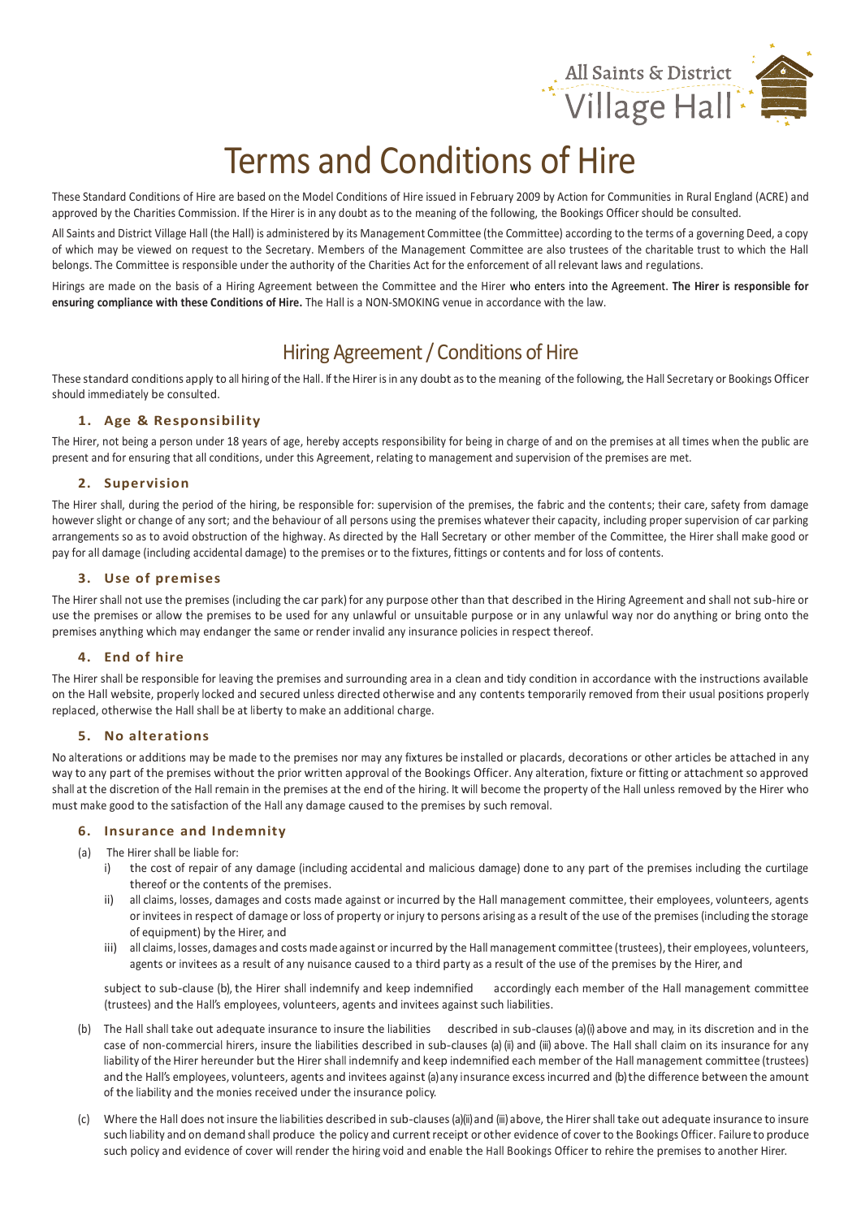All Saints & District Village Hall

# Terms and Conditions of Hire

These Standard Conditions of Hire are based on the Model Conditions of Hire issued in February 2009 by Action for Communities in Rural England (ACRE) and approved by the Charities Commission. If the Hirer is in any doubt as to the meaning of the following, the Bookings Officer should be consulted.

All Saints and District Village Hall (the Hall) is administered by its Management Committee (the Committee) according to the terms of a governing Deed, a copy of which may be viewed on request to the Secretary. Members of the Management Committee are also trustees of the charitable trust to which the Hall belongs. The Committee is responsible under the authority of the Charities Act for the enforcement of all relevant laws and regulations.

Hirings are made on the basis of a Hiring Agreement between the Committee and the Hirer who enters into the Agreement. **The Hirer is responsible for ensuring compliance with these Conditions of Hire.** The Hall is a NON-SMOKING venue in accordance with the law.

## Hiring Agreement / Conditions of Hire

These standard conditions apply to all hiring of the Hall. If the Hirer is in any doubt as to the meaning of the following, the Hall Secretary or Bookings Officer should immediately be consulted.

### 1. Age & Responsibility

The Hirer, not being a person under 18 years of age, hereby accepts responsibility for being in charge of and on the premises at all times when the public are present and for ensuring that all conditions, under this Agreement, relating to management and supervision of the premises are met.

### 2. Supervision

The Hirer shall, during the period of the hiring, be responsible for: supervision of the premises, the fabric and the contents; their care, safety from damage however slight or change of any sort; and the behaviour of all persons using the premises whatever their capacity, including proper supervision of car parking arrangements so as to avoid obstruction of the highway. As directed by the Hall Secretary or other member of the Committee, the Hirer shall make good or pay for all damage (including accidental damage) to the premises or to the fixtures, fittings or contents and for loss of contents.

### 3. Use of premises

The Hirer shall not use the premises (including the car park) for any purpose other than that described in the Hiring Agreement and shall not sub-hire or use the premises or allow the premises to be used for any unlawful or unsuitable purpose or in any unlawful way nor do anything or bring onto the premises anything which may endanger the same or render invalid any insurance policies in respect thereof.

### 4. End of hire

The Hirer shall be responsible for leaving the premises and surrounding area in a clean and tidy condition in accordance with the instructions available on the Hall website, properly locked and secured unless directed otherwise and any contents temporarily removed from their usual positions properly replaced, otherwise the Hall shall be at liberty to make an additional charge.

### 5. No alterations

No alterations or additions may be made to the premises nor may any fixtures be installed or placards, decorations or other articles be attached in any way to any part of the premises without the prior written approval of the Bookings Officer. Any alteration, fixture or fitting or attachment so approved shall at the discretion of the Hall remain in the premises at the end of the hiring. It will become the property of the Hall unless removed by the Hirer who must make good to the satisfaction of the Hall any damage caused to the premises by such removal.

### 6. Insurance and Indemnity

(a) The Hirer shall be liable for:

   i) the cost of repair of any damage (including accidental and malicious damage) done to any part of the premises including the curtilage thereof or the contents of the premises.

   ii) all claims, losses, damages and costs made against or incurred by the Hall management committee, their employees, volunteers, agents or invitees in respect of damage or loss of property or injury to persons arising as a result of the use of the premises (including the storage of equipment) by the Hirer, and

   iii) all claims, losses, damages and costs made against or incurred by the Hall management committee (trustees), their employees, volunteers, agents or invitees as a result of any nuisance caused to a third party as a result of the use of the premises by the Hirer, and

   subject to sub-clause (b), the Hirer shall indemnify and keep indemnified accordingly each member of the Hall management committee (trustees) and the Hall's employees, volunteers, agents and invitees against such liabilities.

(b) The Hall shall take out adequate insurance to insure the liabilities described in sub-clauses (a)(i) above and may, in its discretion and in the case of non-commercial hirers, insure the liabilities described in sub-clauses (a) (ii) and (iii) above. The Hall shall claim on its insurance for any liability of the Hirer hereunder but the Hirer shall indemnify and keep indemnified each member of the Hall management committee (trustees) and the Hall's employees, volunteers, agents and invitees against (a) any insurance excess incurred and (b) the difference between the amount of the liability and the monies received under the insurance policy.

(c) Where the Hall does not insure the liabilities described in sub-clauses (a)(ii) and (iii) above, the Hirer shall take out adequate insurance to insure such liability and on demand shall produce the policy and current receipt or other evidence of cover to the Bookings Officer. Failure to produce such policy and evidence of cover will render the hiring void and enable the Hall Bookings Officer to rehire the premises to another Hirer.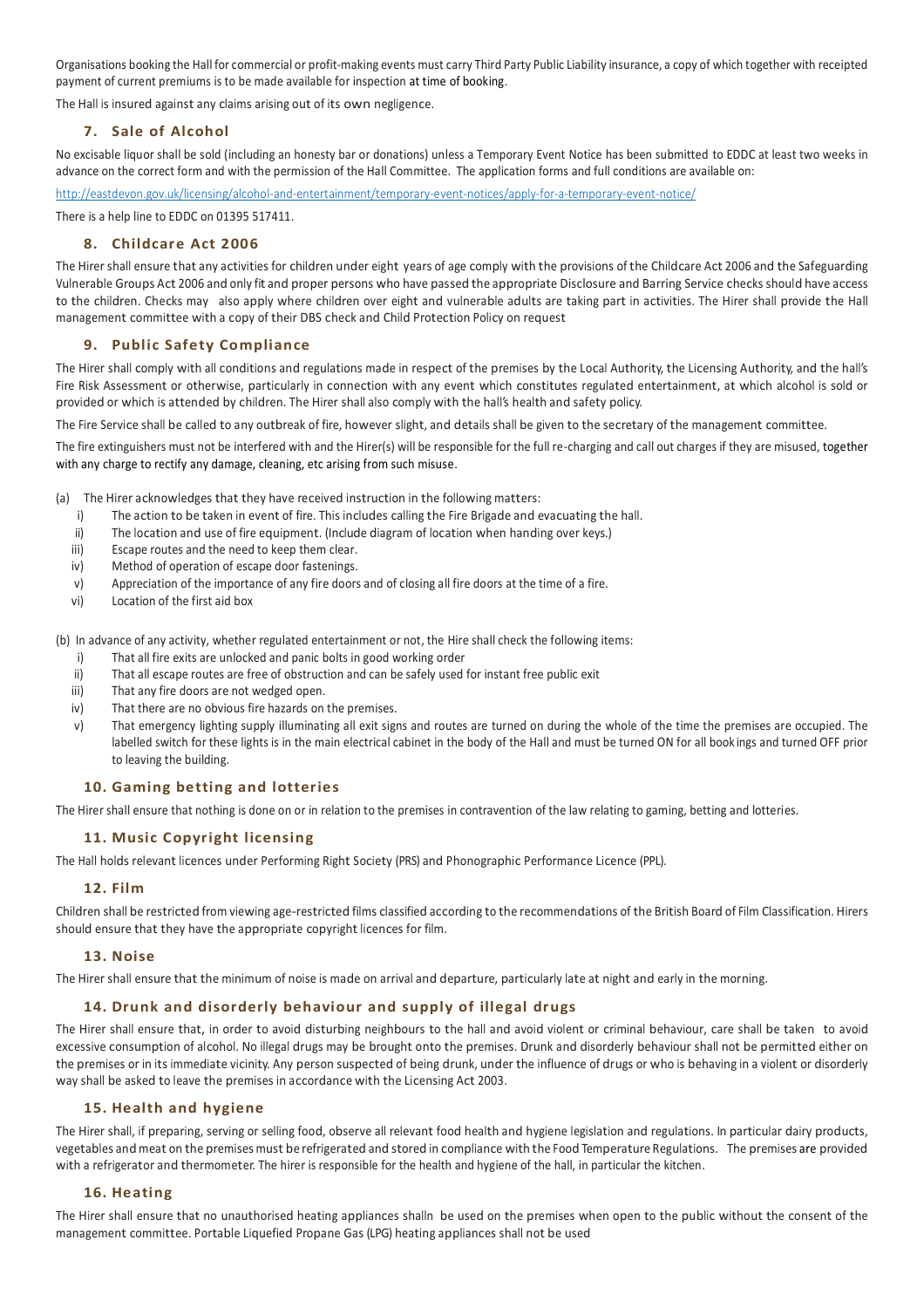Organisations booking the Hall for commercial or profit-making events must carry Third Party Public Liability insurance, a copy of which together with receipted payment of current premiums is to be made available for inspection at time of booking.

The Hall is insured against any claims arising out of its own negligence.

## 7. Sale of Alcohol

No excisable liquor shall be sold (including an honesty bar or donations) unless a Temporary Event Notice has been submitted to EDDC at least two weeks in advance on the correct form and with the permission of the Hall Committee. The application forms and full conditions are available on:

http://eastdevon.gov.uk/licensing/alcohol-and-entertainment/temporary-event-notices/apply-for-a-temporary-event-notice/

There is a help line to EDDC on 01395 517411.

## 8. Childcare Act 2006

The Hirer shall ensure that any activities for children under eight years of age comply with the provisions of the Childcare Act 2006 and the Safeguarding Vulnerable Groups Act 2006 and only fit and proper persons who have passed the appropriate Disclosure and Barring Service checks should have access to the children. Checks may also apply where children over eight and vulnerable adults are taking part in activities. The Hirer shall provide the Hall management committee with a copy of their DBS check and Child Protection Policy on request

## 9. Public Safety Compliance

The Hirer shall comply with all conditions and regulations made in respect of the premises by the Local Authority, the Licensing Authority, and the hall's Fire Risk Assessment or otherwise, particularly in connection with any event which constitutes regulated entertainment, at which alcohol is sold or provided or which is attended by children. The Hirer shall also comply with the hall's health and safety policy.

The Fire Service shall be called to any outbreak of fire, however slight, and details shall be given to the secretary of the management committee.

The fire extinguishers must not be interfered with and the Hirer(s) will be responsible for the full re-charging and call out charges if they are misused, together with any charge to rectify any damage, cleaning, etc arising from such misuse.

(a) The Hirer acknowledges that they have received instruction in the following matters:

- i) The action to be taken in event of fire. This includes calling the Fire Brigade and evacuating the hall.
- ii) The location and use of fire equipment. (Include diagram of location when handing over keys.)
- iii) Escape routes and the need to keep them clear.
- iv) Method of operation of escape door fastenings.
- v) Appreciation of the importance of any fire doors and of closing all fire doors at the time of a fire.
- vi) Location of the first aid box

(b) In advance of any activity, whether regulated entertainment or not, the Hire shall check the following items:

- i) That all fire exits are unlocked and panic bolts in good working order
- ii) That all escape routes are free of obstruction and can be safely used for instant free public exit
- iii) That any fire doors are not wedged open.
- iv) That there are no obvious fire hazards on the premises.
- v) That emergency lighting supply illuminating all exit signs and routes are turned on during the whole of the time the premises are occupied. The labelled switch for these lights is in the main electrical cabinet in the body of the Hall and must be turned ON for all bookings and turned OFF prior to leaving the building.

## 10. Gaming betting and lotteries

The Hirer shall ensure that nothing is done on or in relation to the premises in contravention of the law relating to gaming, betting and lotteries.

## 11. Music Copyright licensing

The Hall holds relevant licences under Performing Right Society (PRS) and Phonographic Performance Licence (PPL).

## 12. Film

Children shall be restricted from viewing age-restricted films classified according to the recommendations of the British Board of Film Classification. Hirers should ensure that they have the appropriate copyright licences for film.

## 13. Noise

The Hirer shall ensure that the minimum of noise is made on arrival and departure, particularly late at night and early in the morning.

## 14. Drunk and disorderly behaviour and supply of illegal drugs

The Hirer shall ensure that, in order to avoid disturbing neighbours to the hall and avoid violent or criminal behaviour, care shall be taken to avoid excessive consumption of alcohol. No illegal drugs may be brought onto the premises. Drunk and disorderly behaviour shall not be permitted either on the premises or in its immediate vicinity. Any person suspected of being drunk, under the influence of drugs or who is behaving in a violent or disorderly way shall be asked to leave the premises in accordance with the Licensing Act 2003.

## 15. Health and hygiene

The Hirer shall, if preparing, serving or selling food, observe all relevant food health and hygiene legislation and regulations. In particular dairy products, vegetables and meat on the premises must be refrigerated and stored in compliance with the Food Temperature Regulations. The premises are provided with a refrigerator and thermometer. The hirer is responsible for the health and hygiene of the hall, in particular the kitchen.

## 16. Heating

The Hirer shall ensure that no unauthorised heating appliances shalln be used on the premises when open to the public without the consent of the management committee. Portable Liquefied Propane Gas (LPG) heating appliances shall not be used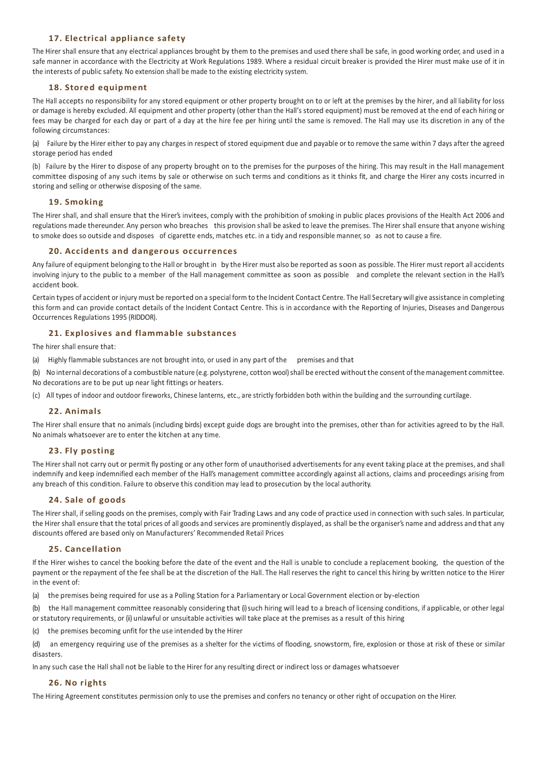## 17. Electrical appliance safety

The Hirer shall ensure that any electrical appliances brought by them to the premises and used there shall be safe, in good working order, and used in a safe manner in accordance with the Electricity at Work Regulations 1989. Where a residual circuit breaker is provided the Hirer must make use of it in the interests of public safety. No extension shall be made to the existing electricity system.

## 18. Stored equipment

The Hall accepts no responsibility for any stored equipment or other property brought on to or left at the premises by the hirer, and all liability for loss or damage is hereby excluded. All equipment and other property (other than the Hall's stored equipment) must be removed at the end of each hiring or fees may be charged for each day or part of a day at the hire fee per hiring until the same is removed. The Hall may use its discretion in any of the following circumstances:

(a) Failure by the Hirer either to pay any charges in respect of stored equipment due and payable or to remove the same within 7 days after the agreed storage period has ended

(b) Failure by the Hirer to dispose of any property brought on to the premises for the purposes of the hiring. This may result in the Hall management committee disposing of any such items by sale or otherwise on such terms and conditions as it thinks fit, and charge the Hirer any costs incurred in storing and selling or otherwise disposing of the same.

## 19. Smoking

The Hirer shall, and shall ensure that the Hirer's invitees, comply with the prohibition of smoking in public places provisions of the Health Act 2006 and regulations made thereunder. Any person who breaches this provision shall be asked to leave the premises. The Hirer shall ensure that anyone wishing to smoke does so outside and disposes of cigarette ends, matches etc. in a tidy and responsible manner, so as not to cause a fire.

## 20. Accidents and dangerous occurrences

Any failure of equipment belonging to the Hall or brought in by the Hirer must also be reported as soon as possible. The Hirer must report all accidents involving injury to the public to a member of the Hall management committee as soon as possible and complete the relevant section in the Hall's accident book.

Certain types of accident or injury must be reported on a special form to the Incident Contact Centre. The Hall Secretary will give assistance in completing this form and can provide contact details of the Incident Contact Centre. This is in accordance with the Reporting of Injuries, Diseases and Dangerous Occurrences Regulations 1995 (RIDDOR).

## 21. Explosives and flammable substances

The hirer shall ensure that:

(a) Highly flammable substances are not brought into, or used in any part of the premises and that

(b) No internal decorations of a combustible nature (e.g. polystyrene, cotton wool) shall be erected without the consent of the management committee. No decorations are to be put up near light fittings or heaters.

(c) All types of indoor and outdoor fireworks, Chinese lanterns, etc., are strictly forbidden both within the building and the surrounding curtilage.

## 22. Animals

The Hirer shall ensure that no animals (including birds) except guide dogs are brought into the premises, other than for activities agreed to by the Hall. No animals whatsoever are to enter the kitchen at any time.

## 23. Fly posting

The Hirer shall not carry out or permit fly posting or any other form of unauthorised advertisements for any event taking place at the premises, and shall indemnify and keep indemnified each member of the Hall's management committee accordingly against all actions, claims and proceedings arising from any breach of this condition. Failure to observe this condition may lead to prosecution by the local authority.

## 24. Sale of goods

The Hirer shall, if selling goods on the premises, comply with Fair Trading Laws and any code of practice used in connection with such sales. In particular, the Hirer shall ensure that the total prices of all goods and services are prominently displayed, as shall be the organiser's name and address and that any discounts offered are based only on Manufacturers' Recommended Retail Prices

## 25. Cancellation

If the Hirer wishes to cancel the booking before the date of the event and the Hall is unable to conclude a replacement booking, the question of the payment or the repayment of the fee shall be at the discretion of the Hall. The Hall reserves the right to cancel this hiring by written notice to the Hirer in the event of:

(a) the premises being required for use as a Polling Station for a Parliamentary or Local Government election or by-election

(b) the Hall management committee reasonably considering that (i) such hiring will lead to a breach of licensing conditions, if applicable, or other legal or statutory requirements, or (ii) unlawful or unsuitable activities will take place at the premises as a result of this hiring

(c) the premises becoming unfit for the use intended by the Hirer

(d) an emergency requiring use of the premises as a shelter for the victims of flooding, snowstorm, fire, explosion or those at risk of these or similar disasters.

In any such case the Hall shall not be liable to the Hirer for any resulting direct or indirect loss or damages whatsoever

## 26. No rights

The Hiring Agreement constitutes permission only to use the premises and confers no tenancy or other right of occupation on the Hirer.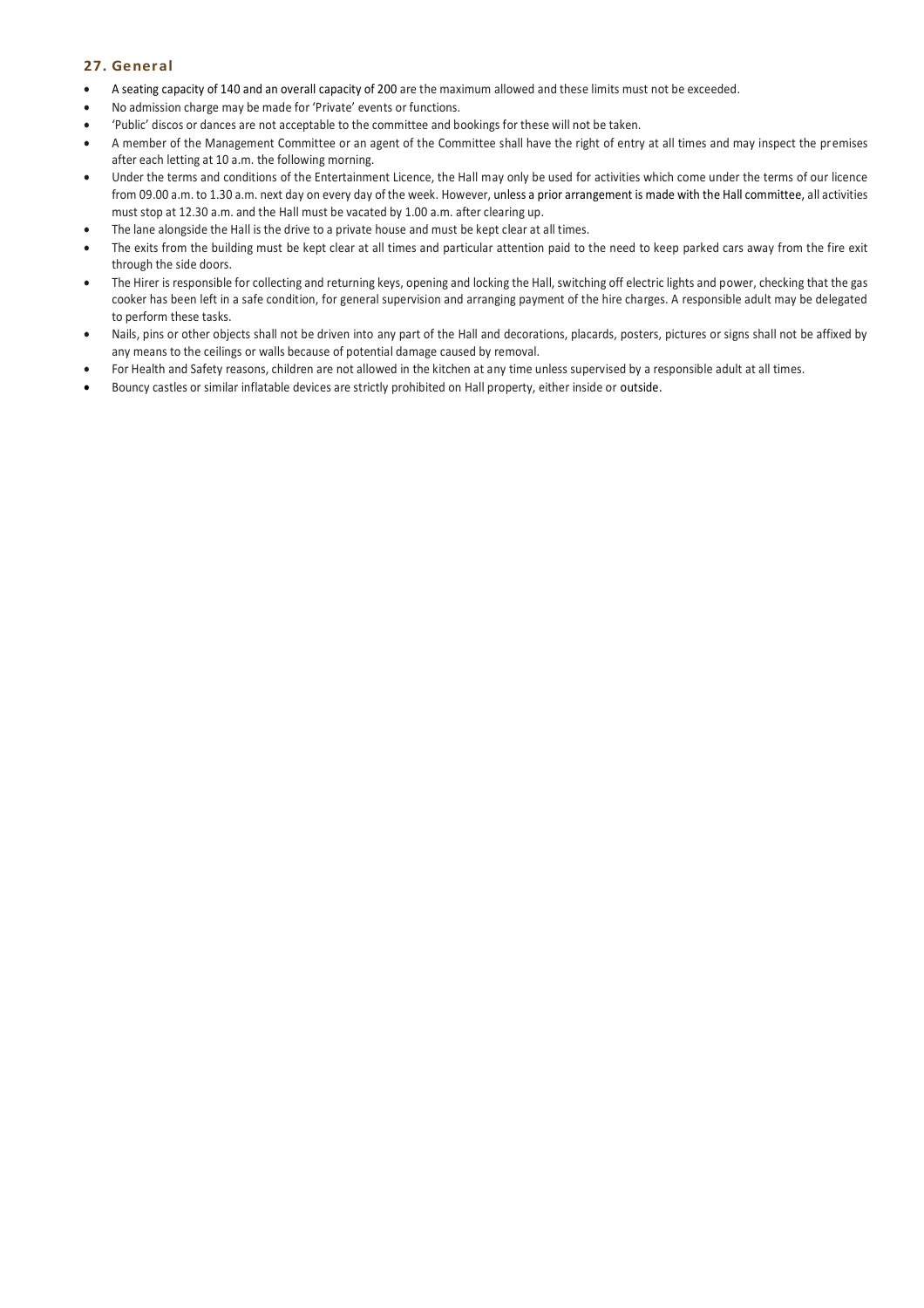### 27. General

- A seating capacity of 140 and an overall capacity of 200 are the maximum allowed and these limits must not be exceeded.
- No admission charge may be made for 'Private' events or functions.
- 'Public' discos or dances are not acceptable to the committee and bookings for these will not be taken.
- A member of the Management Committee or an agent of the Committee shall have the right of entry at all times and may inspect the premises after each letting at 10 a.m. the following morning.
- Under the terms and conditions of the Entertainment Licence, the Hall may only be used for activities which come under the terms of our licence from 09.00 a.m. to 1.30 a.m. next day on every day of the week. However, unless a prior arrangement is made with the Hall committee, all activities must stop at 12.30 a.m. and the Hall must be vacated by 1.00 a.m. after clearing up.
- The lane alongside the Hall is the drive to a private house and must be kept clear at all times.
- The exits from the building must be kept clear at all times and particular attention paid to the need to keep parked cars away from the fire exit through the side doors.
- The Hirer is responsible for collecting and returning keys, opening and locking the Hall, switching off electric lights and power, checking that the gas cooker has been left in a safe condition, for general supervision and arranging payment of the hire charges. A responsible adult may be delegated to perform these tasks.
- Nails, pins or other objects shall not be driven into any part of the Hall and decorations, placards, posters, pictures or signs shall not be affixed by any means to the ceilings or walls because of potential damage caused by removal.
- For Health and Safety reasons, children are not allowed in the kitchen at any time unless supervised by a responsible adult at all times.
- Bouncy castles or similar inflatable devices are strictly prohibited on Hall property, either inside or outside.